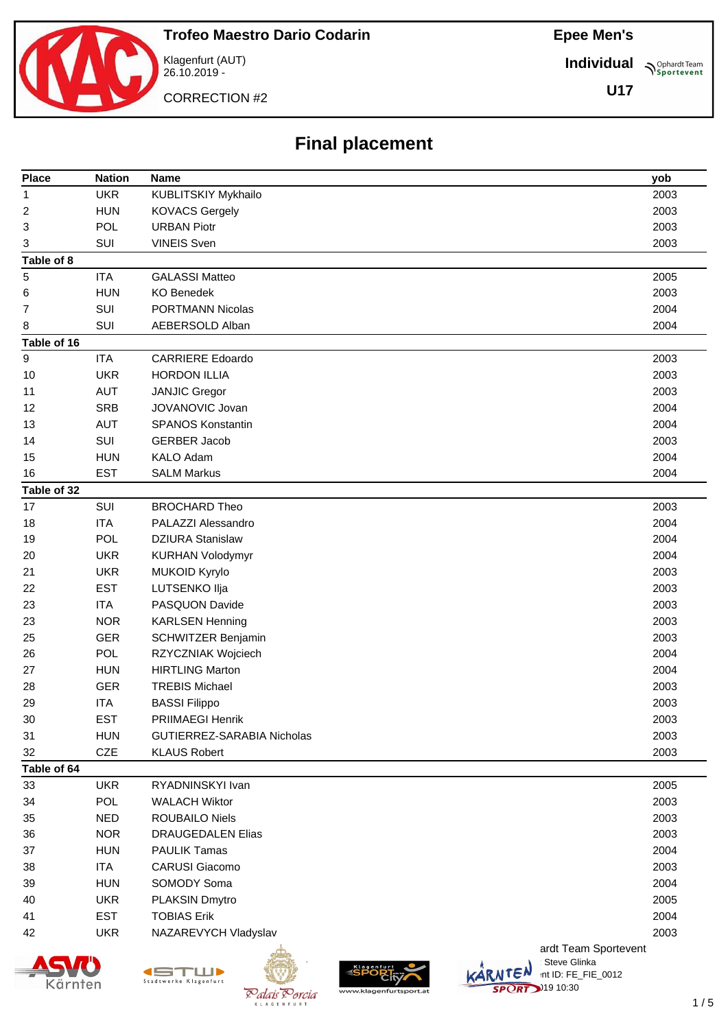# Trofeo Maestro Dario Codarin

Klagenfurt (AUT)
26.10.2019 -

CORRECTION #2

**Epee Men's**

**Individual**

**U17**

## Final placement

| Place | Nation | Name | yob |
|---|---|---|---|
| 1 | UKR | KUBLITSKIY Mykhailo | 2003 |
| 2 | HUN | KOVACS Gergely | 2003 |
| 3 | POL | URBAN Piotr | 2003 |
| 3 | SUI | VINEIS Sven | 2003 |
| **Table of 8** | | | |
| 5 | ITA | GALASSI Matteo | 2005 |
| 6 | HUN | KO Benedek | 2003 |
| 7 | SUI | PORTMANN Nicolas | 2004 |
| 8 | SUI | AEBERSOLD Alban | 2004 |
| **Table of 16** | | | |
| 9 | ITA | CARRIERE Edoardo | 2003 |
| 10 | UKR | HORDON ILLIA | 2003 |
| 11 | AUT | JANJIC Gregor | 2003 |
| 12 | SRB | JOVANOVIC Jovan | 2004 |
| 13 | AUT | SPANOS Konstantin | 2004 |
| 14 | SUI | GERBER Jacob | 2003 |
| 15 | HUN | KALO Adam | 2004 |
| 16 | EST | SALM Markus | 2004 |
| **Table of 32** | | | |
| 17 | SUI | BROCHARD Theo | 2003 |
| 18 | ITA | PALAZZI Alessandro | 2004 |
| 19 | POL | DZIURA Stanislaw | 2004 |
| 20 | UKR | KURHAN Volodymyr | 2004 |
| 21 | UKR | MUKOID Kyrylo | 2003 |
| 22 | EST | LUTSENKO Ilja | 2003 |
| 23 | ITA | PASQUON Davide | 2003 |
| 23 | NOR | KARLSEN Henning | 2003 |
| 25 | GER | SCHWITZER Benjamin | 2003 |
| 26 | POL | RZYCZNIAK Wojciech | 2004 |
| 27 | HUN | HIRTLING Marton | 2004 |
| 28 | GER | TREBIS Michael | 2003 |
| 29 | ITA | BASSI Filippo | 2003 |
| 30 | EST | PRIIMAEGI Henrik | 2003 |
| 31 | HUN | GUTIERREZ-SARABIA Nicholas | 2003 |
| 32 | CZE | KLAUS Robert | 2003 |
| **Table of 64** | | | |
| 33 | UKR | RYADNINSKYI Ivan | 2005 |
| 34 | POL | WALACH Wiktor | 2003 |
| 35 | NED | ROUBAILO Niels | 2003 |
| 36 | NOR | DRAUGEDALEN Elias | 2003 |
| 37 | HUN | PAULIK Tamas | 2004 |
| 38 | ITA | CARUSI Giacomo | 2003 |
| 39 | HUN | SOMODY Soma | 2004 |
| 40 | UKR | PLAKSIN Dmytro | 2005 |
| 41 | EST | TOBIAS Erik | 2004 |
| 42 | UKR | NAZAREVYCH Vladyslav | 2003 |

ardt Team Sportevent
Steve Glinka
nt ID: FE_FIE_0012
)19 10:30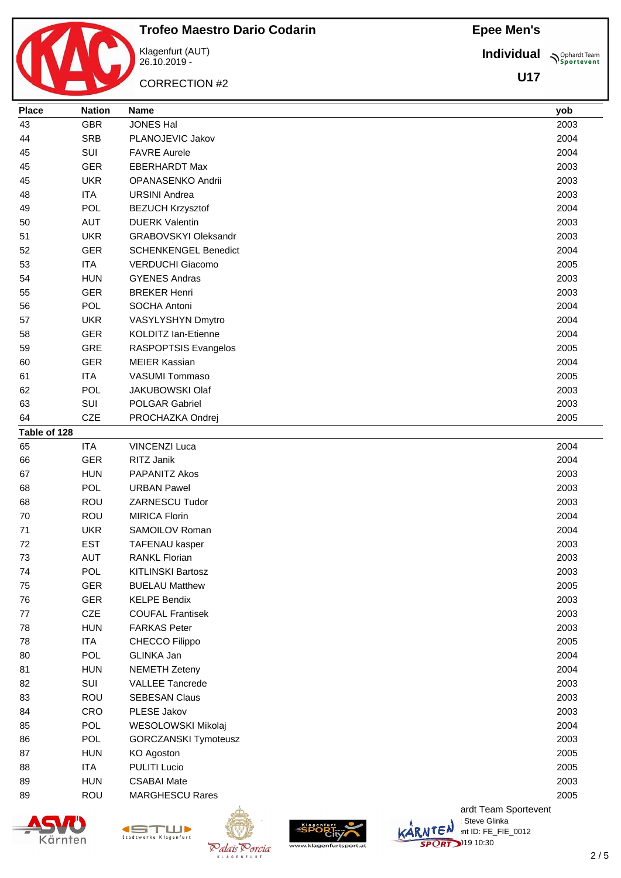# Trofeo Maestro Dario Codarin

Klagenfurt (AUT)
26.10.2019 -

CORRECTION #2

**Epee Men's**

**Individual**

**U17**

| Place | Nation | Name | yob |
|---|---|---|---|
| 43 | GBR | JONES Hal | 2003 |
| 44 | SRB | PLANOJEVIC Jakov | 2004 |
| 45 | SUI | FAVRE Aurele | 2004 |
| 45 | GER | EBERHARDT Max | 2003 |
| 45 | UKR | OPANASENKO Andrii | 2003 |
| 48 | ITA | URSINI Andrea | 2003 |
| 49 | POL | BEZUCH Krzysztof | 2004 |
| 50 | AUT | DUERK Valentin | 2003 |
| 51 | UKR | GRABOVSKYI Oleksandr | 2003 |
| 52 | GER | SCHENKENGEL Benedict | 2004 |
| 53 | ITA | VERDUCHI Giacomo | 2005 |
| 54 | HUN | GYENES Andras | 2003 |
| 55 | GER | BREKER Henri | 2003 |
| 56 | POL | SOCHA Antoni | 2004 |
| 57 | UKR | VASYLYSHYN Dmytro | 2004 |
| 58 | GER | KOLDITZ Ian-Etienne | 2004 |
| 59 | GRE | RASPOPTSIS Evangelos | 2005 |
| 60 | GER | MEIER Kassian | 2004 |
| 61 | ITA | VASUMI Tommaso | 2005 |
| 62 | POL | JAKUBOWSKI Olaf | 2003 |
| 63 | SUI | POLGAR Gabriel | 2003 |
| 64 | CZE | PROCHAZKA Ondrej | 2005 |
| **Table of 128** | | | |
| 65 | ITA | VINCENZI Luca | 2004 |
| 66 | GER | RITZ Janik | 2004 |
| 67 | HUN | PAPANITZ Akos | 2003 |
| 68 | POL | URBAN Pawel | 2003 |
| 68 | ROU | ZARNESCU Tudor | 2003 |
| 70 | ROU | MIRICA Florin | 2004 |
| 71 | UKR | SAMOILOV Roman | 2004 |
| 72 | EST | TAFENAU kasper | 2003 |
| 73 | AUT | RANKL Florian | 2003 |
| 74 | POL | KITLINSKI Bartosz | 2003 |
| 75 | GER | BUELAU Matthew | 2005 |
| 76 | GER | KELPE Bendix | 2003 |
| 77 | CZE | COUFAL Frantisek | 2003 |
| 78 | HUN | FARKAS Peter | 2003 |
| 78 | ITA | CHECCO Filippo | 2005 |
| 80 | POL | GLINKA Jan | 2004 |
| 81 | HUN | NEMETH Zeteny | 2004 |
| 82 | SUI | VALLEE Tancrede | 2003 |
| 83 | ROU | SEBESAN Claus | 2003 |
| 84 | CRO | PLESE Jakov | 2003 |
| 85 | POL | WESOLOWSKI Mikolaj | 2004 |
| 86 | POL | GORCZANSKI Tymoteusz | 2003 |
| 87 | HUN | KO Agoston | 2005 |
| 88 | ITA | PULITI Lucio | 2005 |
| 89 | HUN | CSABAI Mate | 2003 |
| 89 | ROU | MARGHESCU Rares | 2005 |

ardt Team Sportevent
Steve Glinka
nt ID: FE_FIE_0012
)19 10:30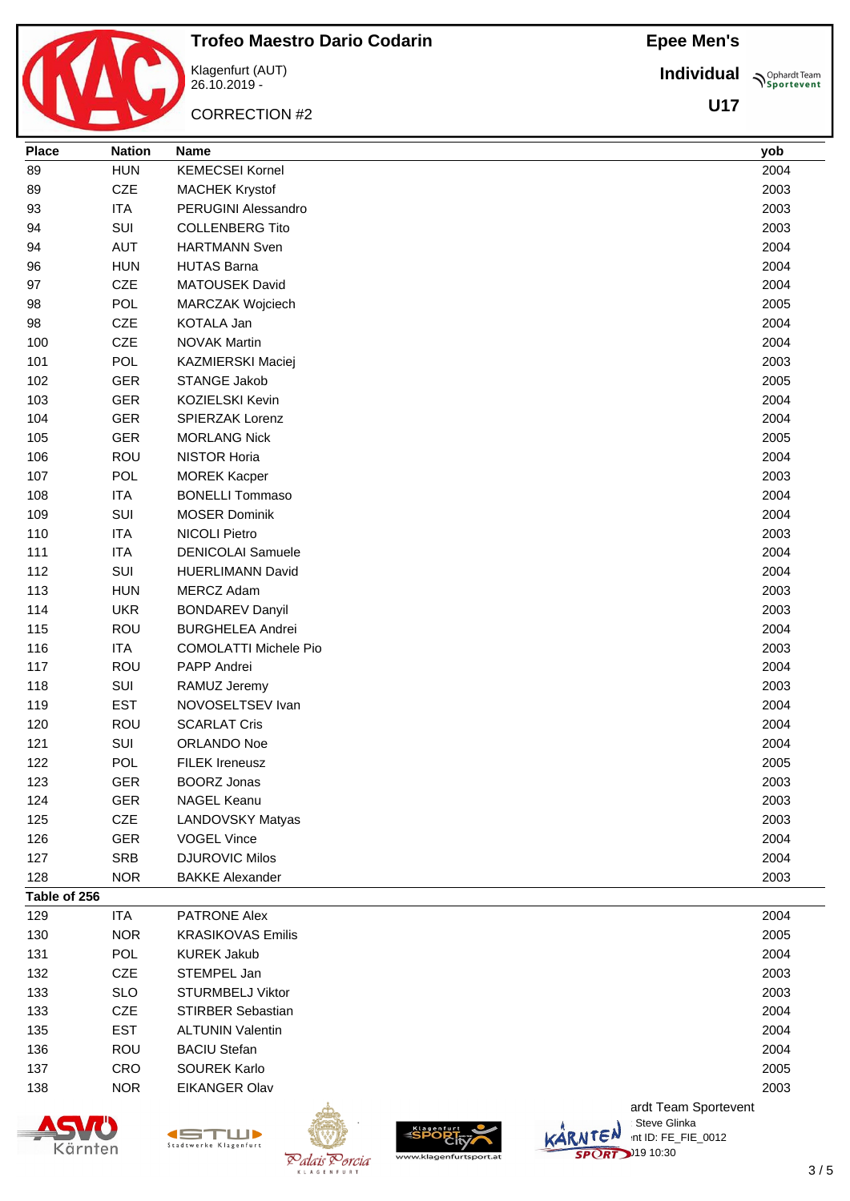# Trofeo Maestro Dario Codarin

Klagenfurt (AUT)
26.10.2019 -

CORRECTION #2

**Epee Men's**

**Individual**

**U17**

| Place | Nation | Name | yob |
|---|---|---|---|
| 89 | HUN | KEMECSEI Kornel | 2004 |
| 89 | CZE | MACHEK Krystof | 2003 |
| 93 | ITA | PERUGINI Alessandro | 2003 |
| 94 | SUI | COLLENBERG Tito | 2003 |
| 94 | AUT | HARTMANN Sven | 2004 |
| 96 | HUN | HUTAS Barna | 2004 |
| 97 | CZE | MATOUSEK David | 2004 |
| 98 | POL | MARCZAK Wojciech | 2005 |
| 98 | CZE | KOTALA Jan | 2004 |
| 100 | CZE | NOVAK Martin | 2004 |
| 101 | POL | KAZMIERSKI Maciej | 2003 |
| 102 | GER | STANGE Jakob | 2005 |
| 103 | GER | KOZIELSKI Kevin | 2004 |
| 104 | GER | SPIERZAK Lorenz | 2004 |
| 105 | GER | MORLANG Nick | 2005 |
| 106 | ROU | NISTOR Horia | 2004 |
| 107 | POL | MOREK Kacper | 2003 |
| 108 | ITA | BONELLI Tommaso | 2004 |
| 109 | SUI | MOSER Dominik | 2004 |
| 110 | ITA | NICOLI Pietro | 2003 |
| 111 | ITA | DENICOLAI Samuele | 2004 |
| 112 | SUI | HUERLIMANN David | 2004 |
| 113 | HUN | MERCZ Adam | 2003 |
| 114 | UKR | BONDAREV Danyil | 2003 |
| 115 | ROU | BURGHELEA Andrei | 2004 |
| 116 | ITA | COMOLATTI Michele Pio | 2003 |
| 117 | ROU | PAPP Andrei | 2004 |
| 118 | SUI | RAMUZ Jeremy | 2003 |
| 119 | EST | NOVOSELTSEV Ivan | 2004 |
| 120 | ROU | SCARLAT Cris | 2004 |
| 121 | SUI | ORLANDO Noe | 2004 |
| 122 | POL | FILEK Ireneusz | 2005 |
| 123 | GER | BOORZ Jonas | 2003 |
| 124 | GER | NAGEL Keanu | 2003 |
| 125 | CZE | LANDOVSKY Matyas | 2003 |
| 126 | GER | VOGEL Vince | 2004 |
| 127 | SRB | DJUROVIC Milos | 2004 |
| 128 | NOR | BAKKE Alexander | 2003 |
| **Table of 256** | | | |
| 129 | ITA | PATRONE Alex | 2004 |
| 130 | NOR | KRASIKOVAS Emilis | 2005 |
| 131 | POL | KUREK Jakub | 2004 |
| 132 | CZE | STEMPEL Jan | 2003 |
| 133 | SLO | STURMBELJ Viktor | 2003 |
| 133 | CZE | STIRBER Sebastian | 2004 |
| 135 | EST | ALTUNIN Valentin | 2004 |
| 136 | ROU | BACIU Stefan | 2004 |
| 137 | CRO | SOUREK Karlo | 2005 |
| 138 | NOR | EIKANGER Olav | 2003 |

ardt Team Sportevent
Steve Glinka
nt ID: FE_FIE_0012
)19 10:30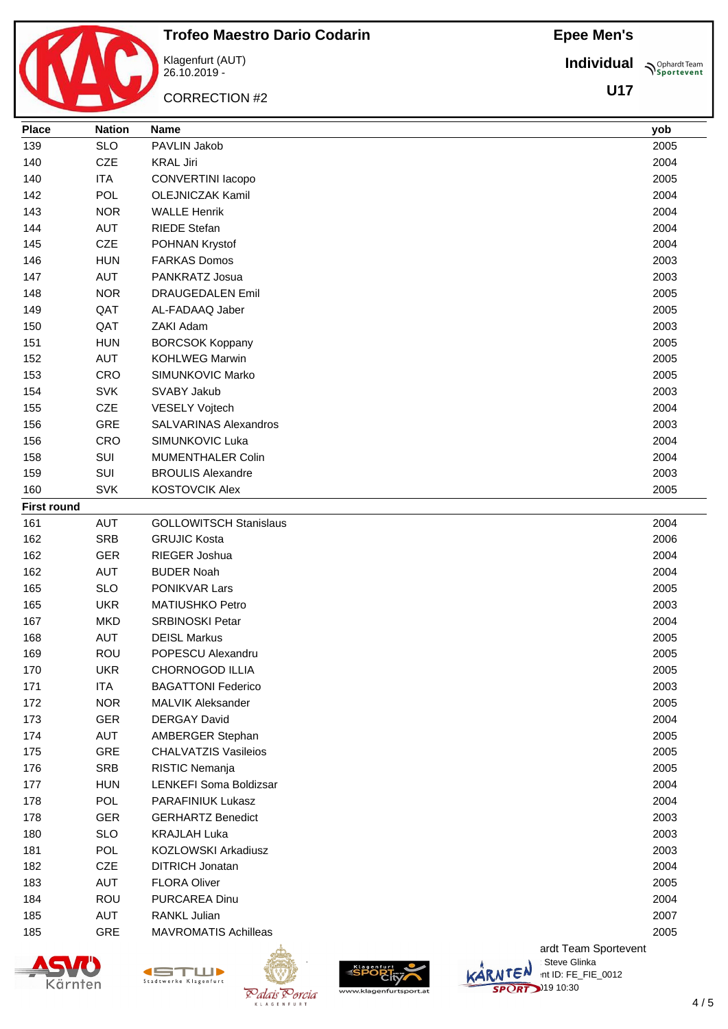# Trofeo Maestro Dario Codarin

Klagenfurt (AUT)
26.10.2019 -

CORRECTION #2

**Epee Men's**

**Individual**

**U17**

| Place | Nation | Name | yob |
|---|---|---|---|
| 139 | SLO | PAVLIN Jakob | 2005 |
| 140 | CZE | KRAL Jiri | 2004 |
| 140 | ITA | CONVERTINI Iacopo | 2005 |
| 142 | POL | OLEJNICZAK Kamil | 2004 |
| 143 | NOR | WALLE Henrik | 2004 |
| 144 | AUT | RIEDE Stefan | 2004 |
| 145 | CZE | POHNAN Krystof | 2004 |
| 146 | HUN | FARKAS Domos | 2003 |
| 147 | AUT | PANKRATZ Josua | 2003 |
| 148 | NOR | DRAUGEDALEN Emil | 2005 |
| 149 | QAT | AL-FADAAQ Jaber | 2005 |
| 150 | QAT | ZAKI Adam | 2003 |
| 151 | HUN | BORCSOK Koppany | 2005 |
| 152 | AUT | KOHLWEG Marwin | 2005 |
| 153 | CRO | SIMUNKOVIC Marko | 2005 |
| 154 | SVK | SVABY Jakub | 2003 |
| 155 | CZE | VESELY Vojtech | 2004 |
| 156 | GRE | SALVARINAS Alexandros | 2003 |
| 156 | CRO | SIMUNKOVIC Luka | 2004 |
| 158 | SUI | MUMENTHALER Colin | 2004 |
| 159 | SUI | BROULIS Alexandre | 2003 |
| 160 | SVK | KOSTOVCIK Alex | 2005 |
| **First round** | | | |
| 161 | AUT | GOLLOWITSCH Stanislaus | 2004 |
| 162 | SRB | GRUJIC Kosta | 2006 |
| 162 | GER | RIEGER Joshua | 2004 |
| 162 | AUT | BUDER Noah | 2004 |
| 165 | SLO | PONIKVAR Lars | 2005 |
| 165 | UKR | MATIUSHKO Petro | 2003 |
| 167 | MKD | SRBINOSKI Petar | 2004 |
| 168 | AUT | DEISL Markus | 2005 |
| 169 | ROU | POPESCU Alexandru | 2005 |
| 170 | UKR | CHORNOGOD ILLIA | 2005 |
| 171 | ITA | BAGATTONI Federico | 2003 |
| 172 | NOR | MALVIK Aleksander | 2005 |
| 173 | GER | DERGAY David | 2004 |
| 174 | AUT | AMBERGER Stephan | 2005 |
| 175 | GRE | CHALVATZIS Vasileios | 2005 |
| 176 | SRB | RISTIC Nemanja | 2005 |
| 177 | HUN | LENKEFI Soma Boldizsar | 2004 |
| 178 | POL | PARAFINIUK Lukasz | 2004 |
| 178 | GER | GERHARTZ Benedict | 2003 |
| 180 | SLO | KRAJLAH Luka | 2003 |
| 181 | POL | KOZLOWSKI Arkadiusz | 2003 |
| 182 | CZE | DITRICH Jonatan | 2004 |
| 183 | AUT | FLORA Oliver | 2005 |
| 184 | ROU | PURCAREA Dinu | 2004 |
| 185 | AUT | RANKL Julian | 2007 |
| 185 | GRE | MAVROMATIS Achilleas | 2005 |

ardt Team Sportevent
Steve Glinka
nt ID: FE_FIE_0012
)19 10:30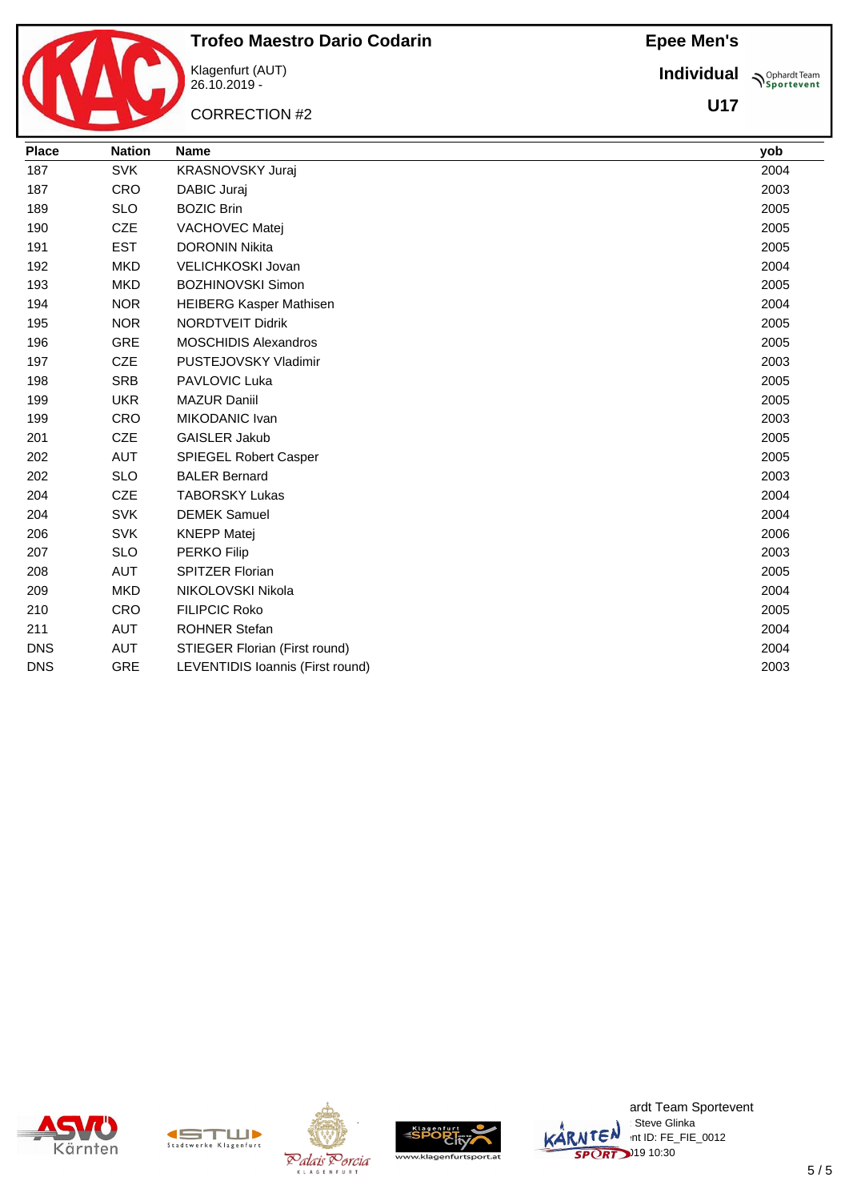# Trofeo Maestro Dario Codarin

Klagenfurt (AUT)
26.10.2019 -

CORRECTION #2

**Epee Men's**

**Individual**

**U17**

| Place | Nation | Name | yob |
|---|---|---|---|
| 187 | SVK | KRASNOVSKY Juraj | 2004 |
| 187 | CRO | DABIC Juraj | 2003 |
| 189 | SLO | BOZIC Brin | 2005 |
| 190 | CZE | VACHOVEC Matej | 2005 |
| 191 | EST | DORONIN Nikita | 2005 |
| 192 | MKD | VELICHKOSKI Jovan | 2004 |
| 193 | MKD | BOZHINOVSKI Simon | 2005 |
| 194 | NOR | HEIBERG Kasper Mathisen | 2004 |
| 195 | NOR | NORDTVEIT Didrik | 2005 |
| 196 | GRE | MOSCHIDIS Alexandros | 2005 |
| 197 | CZE | PUSTEJOVSKY Vladimir | 2003 |
| 198 | SRB | PAVLOVIC Luka | 2005 |
| 199 | UKR | MAZUR Daniil | 2005 |
| 199 | CRO | MIKODANIC Ivan | 2003 |
| 201 | CZE | GAISLER Jakub | 2005 |
| 202 | AUT | SPIEGEL Robert Casper | 2005 |
| 202 | SLO | BALER Bernard | 2003 |
| 204 | CZE | TABORSKY Lukas | 2004 |
| 204 | SVK | DEMEK Samuel | 2004 |
| 206 | SVK | KNEPP Matej | 2006 |
| 207 | SLO | PERKO Filip | 2003 |
| 208 | AUT | SPITZER Florian | 2005 |
| 209 | MKD | NIKOLOVSKI Nikola | 2004 |
| 210 | CRO | FILIPCIC Roko | 2005 |
| 211 | AUT | ROHNER Stefan | 2004 |
| DNS | AUT | STIEGER Florian (First round) | 2004 |
| DNS | GRE | LEVENTIDIS Ioannis (First round) | 2003 |

ardt Team Sportevent
Steve Glinka
nt ID: FE_FIE_0012
)19 10:30